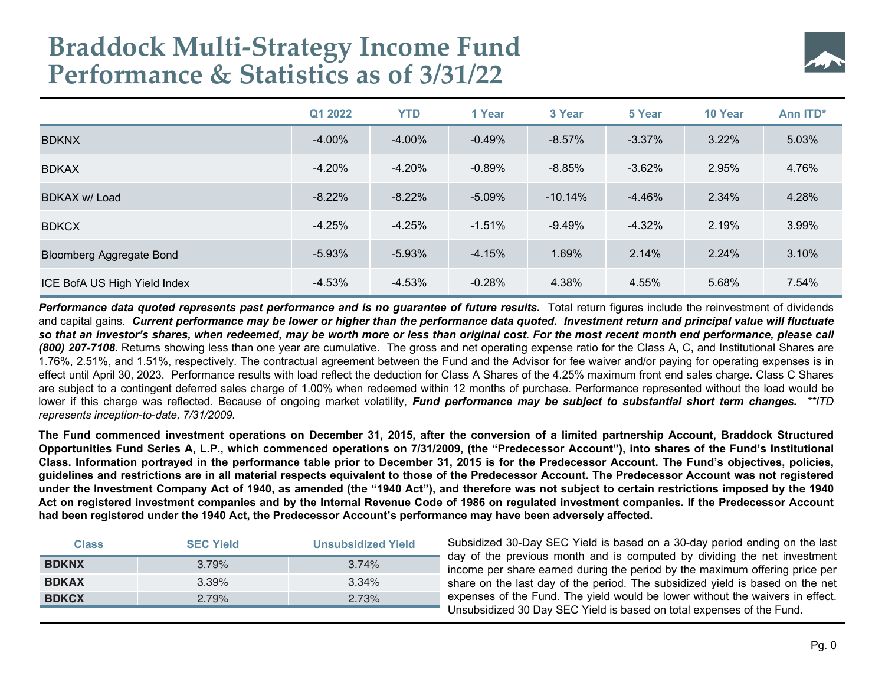# Braddock Multi-Strategy Income Fund Performance & Statistics as of 3/31/22

| | Q1 2022 | YTD | 1 Year | 3 Year | 5 Year | 10 Year | Ann ITD* |
|---|---|---|---|---|---|---|---|
| BDKNX | -4.00% | -4.00% | -0.49% | -8.57% | -3.37% | 3.22% | 5.03% |
| BDKAX | -4.20% | -4.20% | -0.89% | -8.85% | -3.62% | 2.95% | 4.76% |
| BDKAX w/ Load | -8.22% | -8.22% | -5.09% | -10.14% | -4.46% | 2.34% | 4.28% |
| BDKCX | -4.25% | -4.25% | -1.51% | -9.49% | -4.32% | 2.19% | 3.99% |
| Bloomberg Aggregate Bond | -5.93% | -5.93% | -4.15% | 1.69% | 2.14% | 2.24% | 3.10% |
| ICE BofA US High Yield Index | -4.53% | -4.53% | -0.28% | 4.38% | 4.55% | 5.68% | 7.54% |

***Performance data quoted represents past performance and is no guarantee of future results.*** Total return figures include the reinvestment of dividends and capital gains. ***Current performance may be lower or higher than the performance data quoted. Investment return and principal value will fluctuate so that an investor's shares, when redeemed, may be worth more or less than original cost. For the most recent month end performance, please call (800) 207-7108.*** Returns showing less than one year are cumulative. The gross and net operating expense ratio for the Class A, C, and Institutional Shares are 1.76%, 2.51%, and 1.51%, respectively. The contractual agreement between the Fund and the Advisor for fee waiver and/or paying for operating expenses is in effect until April 30, 2023. Performance results with load reflect the deduction for Class A Shares of the 4.25% maximum front end sales charge. Class C Shares are subject to a contingent deferred sales charge of 1.00% when redeemed within 12 months of purchase. Performance represented without the load would be lower if this charge was reflected. Because of ongoing market volatility, ***Fund performance may be subject to substantial short term changes.*** *\*\*ITD represents inception-to-date, 7/31/2009.*

**The Fund commenced investment operations on December 31, 2015, after the conversion of a limited partnership Account, Braddock Structured Opportunities Fund Series A, L.P., which commenced operations on 7/31/2009, (the "Predecessor Account"), into shares of the Fund's Institutional Class. Information portrayed in the performance table prior to December 31, 2015 is for the Predecessor Account. The Fund's objectives, policies, guidelines and restrictions are in all material respects equivalent to those of the Predecessor Account. The Predecessor Account was not registered under the Investment Company Act of 1940, as amended (the "1940 Act"), and therefore was not subject to certain restrictions imposed by the 1940 Act on registered investment companies and by the Internal Revenue Code of 1986 on regulated investment companies. If the Predecessor Account had been registered under the 1940 Act, the Predecessor Account's performance may have been adversely affected.**

| Class | SEC Yield | Unsubsidized Yield |
|---|---|---|
| **BDKNX** | 3.79% | 3.74% |
| **BDKAX** | 3.39% | 3.34% |
| **BDKCX** | 2.79% | 2.73% |

Subsidized 30-Day SEC Yield is based on a 30-day period ending on the last day of the previous month and is computed by dividing the net investment income per share earned during the period by the maximum offering price per share on the last day of the period. The subsidized yield is based on the net expenses of the Fund. The yield would be lower without the waivers in effect. Unsubsidized 30 Day SEC Yield is based on total expenses of the Fund.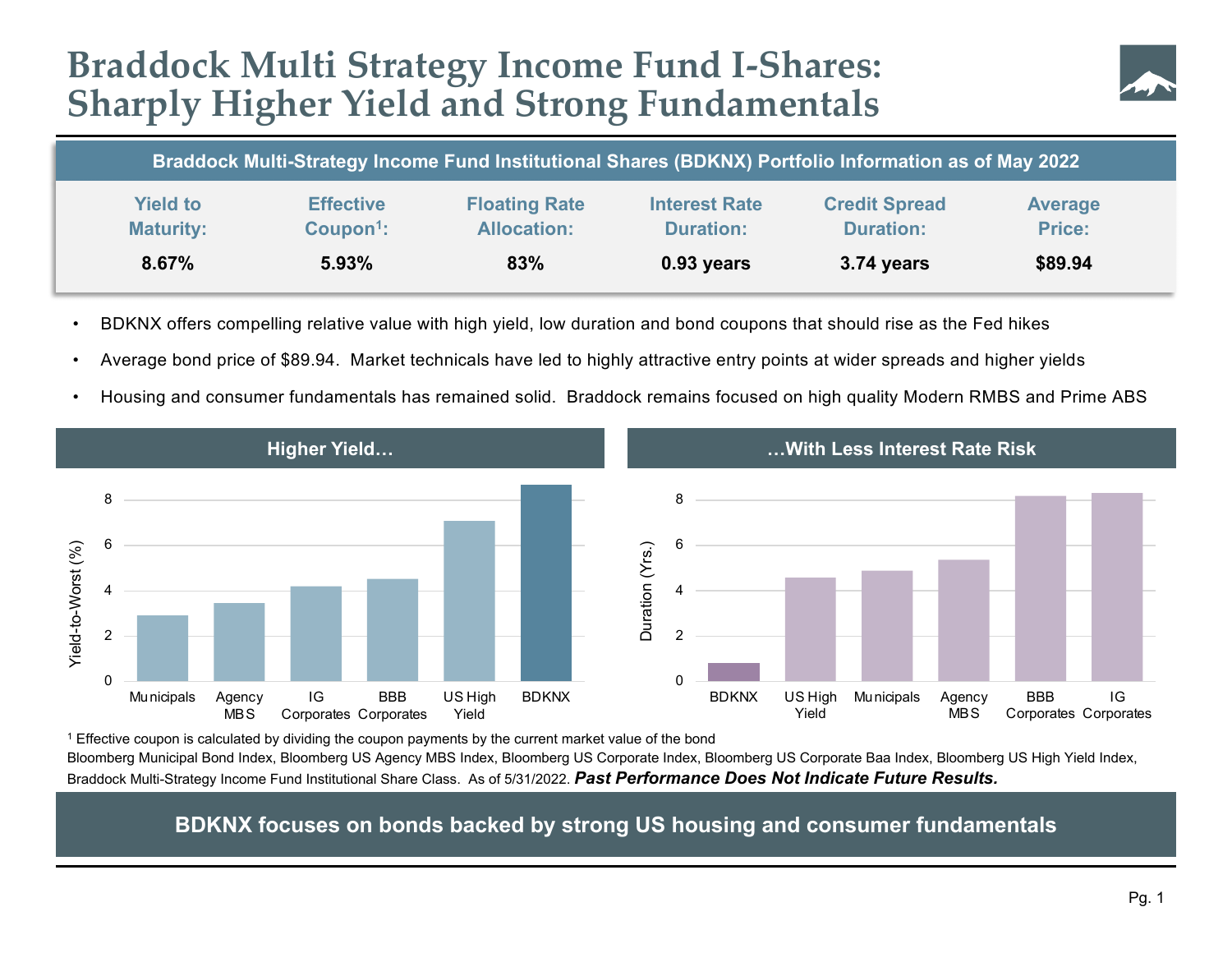# Braddock Multi Strategy Income Fund I-Shares: Sharply Higher Yield and Strong Fundamentals

**Braddock Multi-Strategy Income Fund Institutional Shares (BDKNX) Portfolio Information as of May 2022**

| Yield to Maturity: | Effective Coupon[1]: | Floating Rate Allocation: | Interest Rate Duration: | Credit Spread Duration: | Average Price: |
|---|---|---|---|---|---|
| **8.67%** | **5.93%** | **83%** | **0.93 years** | **3.74 years** | **$89.94** |

- BDKNX offers compelling relative value with high yield, low duration and bond coupons that should rise as the Fed hikes
- Average bond price of $89.94. Market technicals have led to highly attractive entry points at wider spreads and higher yields
- Housing and consumer fundamentals has remained solid. Braddock remains focused on high quality Modern RMBS and Prime ABS

**Higher Yield…**

Yield-to-Worst (%)

| | Municipals | Agency MBS | IG Corporates | BBB Corporates | US High Yield | BDKNX |
|---|---|---|---|---|---|---|

**…With Less Interest Rate Risk**

Duration (Yrs.)

| | BDKNX | US High Yield | Municipals | Agency MBS | BBB Corporates | IG Corporates |
|---|---|---|---|---|---|---|

[1] Effective coupon is calculated by dividing the coupon payments by the current market value of the bond

Bloomberg Municipal Bond Index, Bloomberg US Agency MBS Index, Bloomberg US Corporate Index, Bloomberg US Corporate Baa Index, Bloomberg US High Yield Index, Braddock Multi-Strategy Income Fund Institutional Share Class. As of 5/31/2022. ***Past Performance Does Not Indicate Future Results.***

**BDKNX focuses on bonds backed by strong US housing and consumer fundamentals**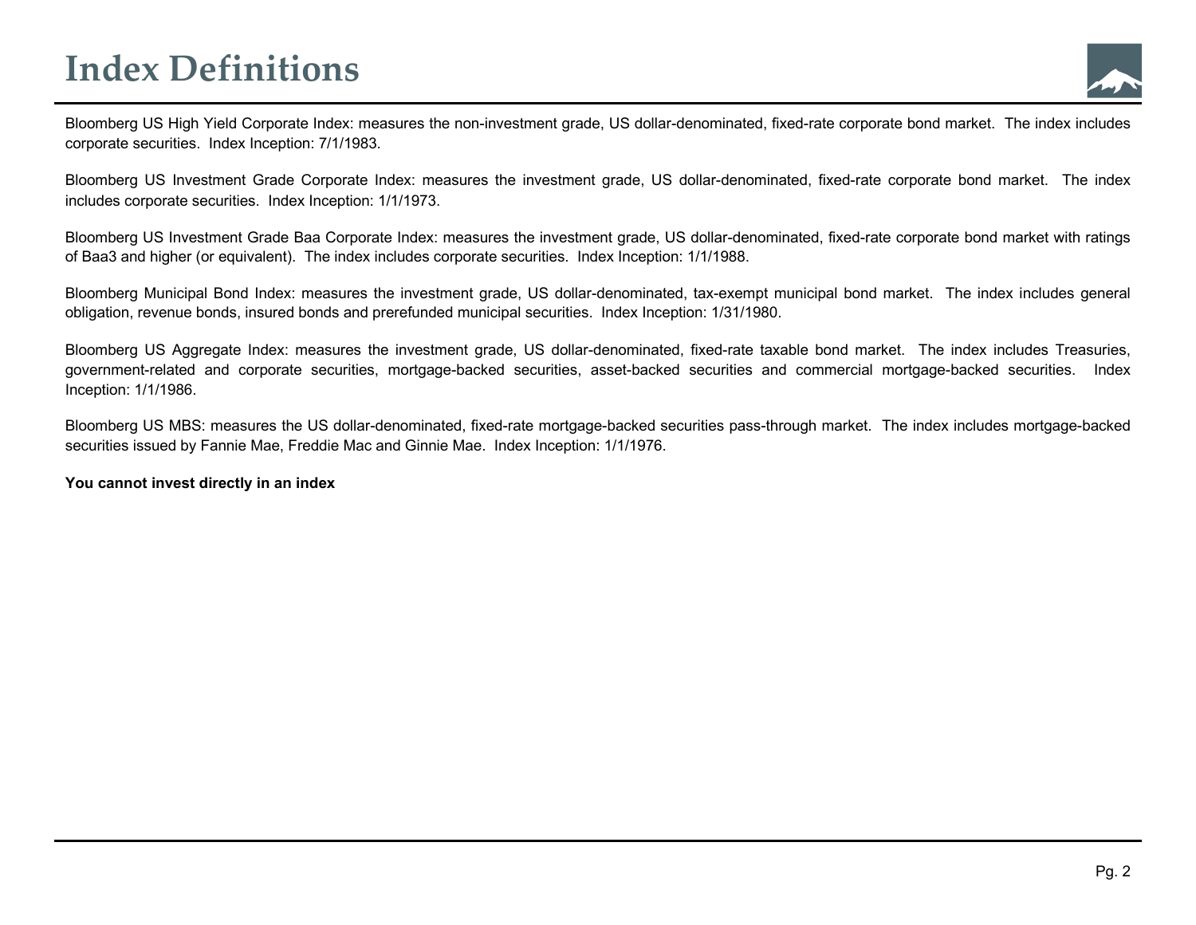# Index Definitions

Bloomberg US High Yield Corporate Index: measures the non-investment grade, US dollar-denominated, fixed-rate corporate bond market. The index includes corporate securities. Index Inception: 7/1/1983.

Bloomberg US Investment Grade Corporate Index: measures the investment grade, US dollar-denominated, fixed-rate corporate bond market. The index includes corporate securities. Index Inception: 1/1/1973.

Bloomberg US Investment Grade Baa Corporate Index: measures the investment grade, US dollar-denominated, fixed-rate corporate bond market with ratings of Baa3 and higher (or equivalent). The index includes corporate securities. Index Inception: 1/1/1988.

Bloomberg Municipal Bond Index: measures the investment grade, US dollar-denominated, tax-exempt municipal bond market. The index includes general obligation, revenue bonds, insured bonds and prerefunded municipal securities. Index Inception: 1/31/1980.

Bloomberg US Aggregate Index: measures the investment grade, US dollar-denominated, fixed-rate taxable bond market. The index includes Treasuries, government-related and corporate securities, mortgage-backed securities, asset-backed securities and commercial mortgage-backed securities. Index Inception: 1/1/1986.

Bloomberg US MBS: measures the US dollar-denominated, fixed-rate mortgage-backed securities pass-through market. The index includes mortgage-backed securities issued by Fannie Mae, Freddie Mac and Ginnie Mae. Index Inception: 1/1/1976.

**You cannot invest directly in an index**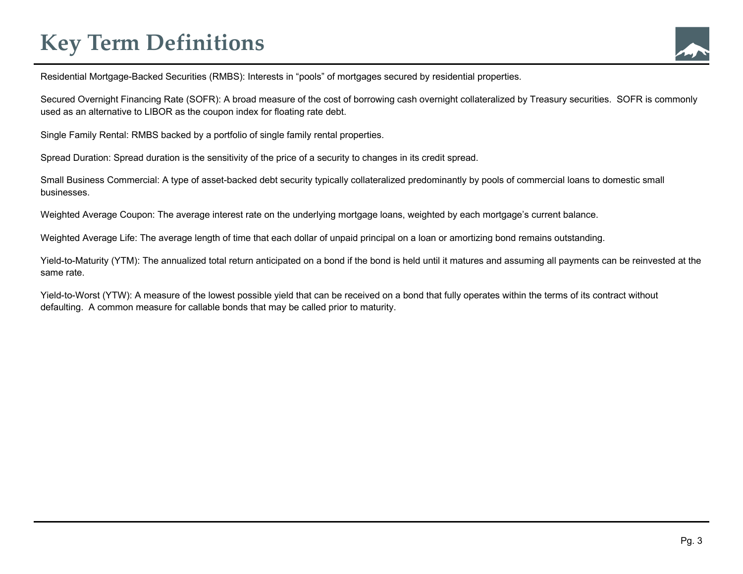# Key Term Definitions

Residential Mortgage-Backed Securities (RMBS): Interests in “pools” of mortgages secured by residential properties.

Secured Overnight Financing Rate (SOFR): A broad measure of the cost of borrowing cash overnight collateralized by Treasury securities. SOFR is commonly used as an alternative to LIBOR as the coupon index for floating rate debt.

Single Family Rental: RMBS backed by a portfolio of single family rental properties.

Spread Duration: Spread duration is the sensitivity of the price of a security to changes in its credit spread.

Small Business Commercial: A type of asset-backed debt security typically collateralized predominantly by pools of commercial loans to domestic small businesses.

Weighted Average Coupon: The average interest rate on the underlying mortgage loans, weighted by each mortgage’s current balance.

Weighted Average Life: The average length of time that each dollar of unpaid principal on a loan or amortizing bond remains outstanding.

Yield-to-Maturity (YTM): The annualized total return anticipated on a bond if the bond is held until it matures and assuming all payments can be reinvested at the same rate.

Yield-to-Worst (YTW): A measure of the lowest possible yield that can be received on a bond that fully operates within the terms of its contract without defaulting. A common measure for callable bonds that may be called prior to maturity.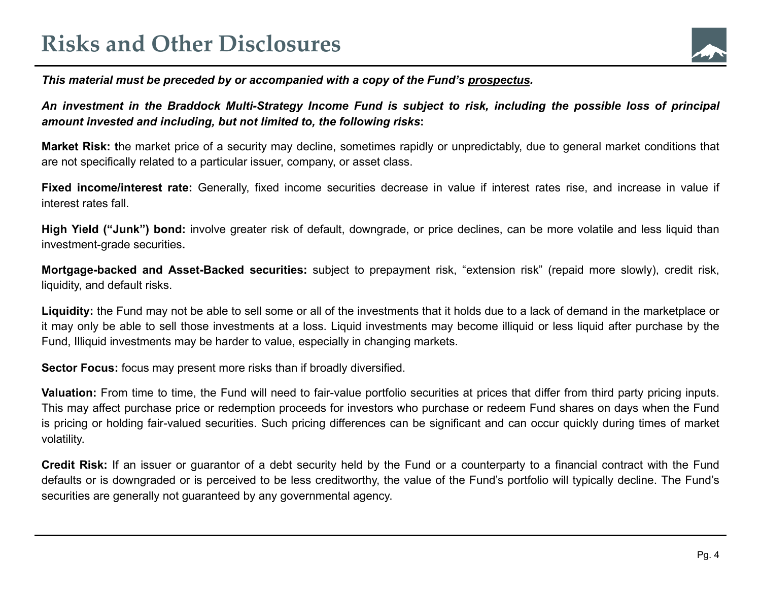# Risks and Other Disclosures

***This material must be preceded by or accompanied with a copy of the Fund's prospectus.***

***An investment in the Braddock Multi-Strategy Income Fund is subject to risk, including the possible loss of principal amount invested and including, but not limited to, the following risks*:**

**Market Risk: t**he market price of a security may decline, sometimes rapidly or unpredictably, due to general market conditions that are not specifically related to a particular issuer, company, or asset class.

**Fixed income/interest rate:** Generally, fixed income securities decrease in value if interest rates rise, and increase in value if interest rates fall.

**High Yield ("Junk") bond:** involve greater risk of default, downgrade, or price declines, can be more volatile and less liquid than investment-grade securities**.**

**Mortgage-backed and Asset-Backed securities:** subject to prepayment risk, "extension risk" (repaid more slowly), credit risk, liquidity, and default risks.

**Liquidity:** the Fund may not be able to sell some or all of the investments that it holds due to a lack of demand in the marketplace or it may only be able to sell those investments at a loss. Liquid investments may become illiquid or less liquid after purchase by the Fund, Illiquid investments may be harder to value, especially in changing markets.

**Sector Focus:** focus may present more risks than if broadly diversified.

**Valuation:** From time to time, the Fund will need to fair-value portfolio securities at prices that differ from third party pricing inputs. This may affect purchase price or redemption proceeds for investors who purchase or redeem Fund shares on days when the Fund is pricing or holding fair-valued securities. Such pricing differences can be significant and can occur quickly during times of market volatility.

**Credit Risk:** If an issuer or guarantor of a debt security held by the Fund or a counterparty to a financial contract with the Fund defaults or is downgraded or is perceived to be less creditworthy, the value of the Fund's portfolio will typically decline. The Fund's securities are generally not guaranteed by any governmental agency.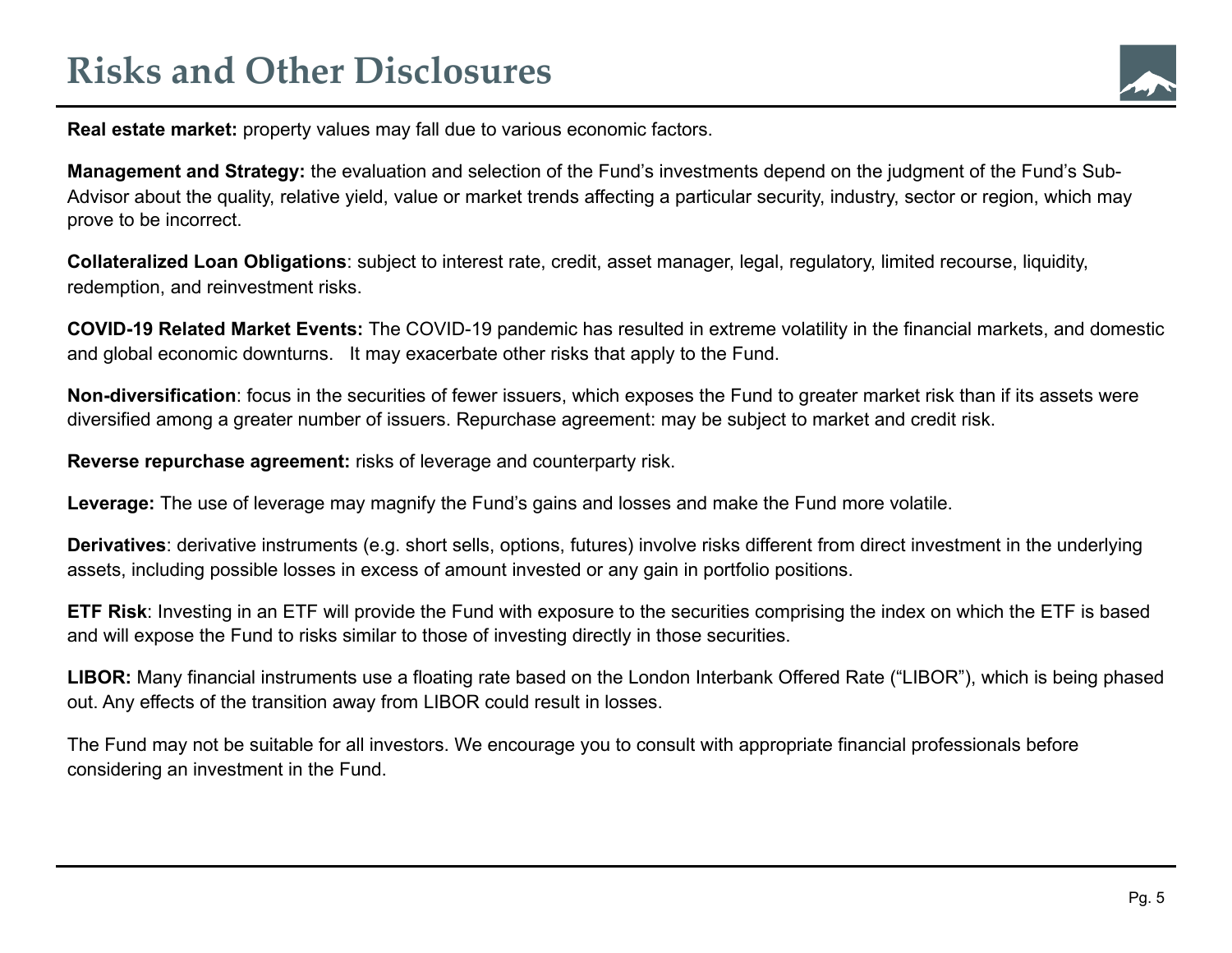# Risks and Other Disclosures

**Real estate market:** property values may fall due to various economic factors.

**Management and Strategy:** the evaluation and selection of the Fund's investments depend on the judgment of the Fund's Sub-Advisor about the quality, relative yield, value or market trends affecting a particular security, industry, sector or region, which may prove to be incorrect.

**Collateralized Loan Obligations**: subject to interest rate, credit, asset manager, legal, regulatory, limited recourse, liquidity, redemption, and reinvestment risks.

**COVID-19 Related Market Events:** The COVID-19 pandemic has resulted in extreme volatility in the financial markets, and domestic and global economic downturns. It may exacerbate other risks that apply to the Fund.

**Non-diversification**: focus in the securities of fewer issuers, which exposes the Fund to greater market risk than if its assets were diversified among a greater number of issuers. Repurchase agreement: may be subject to market and credit risk.

**Reverse repurchase agreement:** risks of leverage and counterparty risk.

**Leverage:** The use of leverage may magnify the Fund's gains and losses and make the Fund more volatile.

**Derivatives**: derivative instruments (e.g. short sells, options, futures) involve risks different from direct investment in the underlying assets, including possible losses in excess of amount invested or any gain in portfolio positions.

**ETF Risk**: Investing in an ETF will provide the Fund with exposure to the securities comprising the index on which the ETF is based and will expose the Fund to risks similar to those of investing directly in those securities.

**LIBOR:** Many financial instruments use a floating rate based on the London Interbank Offered Rate ("LIBOR"), which is being phased out. Any effects of the transition away from LIBOR could result in losses.

The Fund may not be suitable for all investors. We encourage you to consult with appropriate financial professionals before considering an investment in the Fund.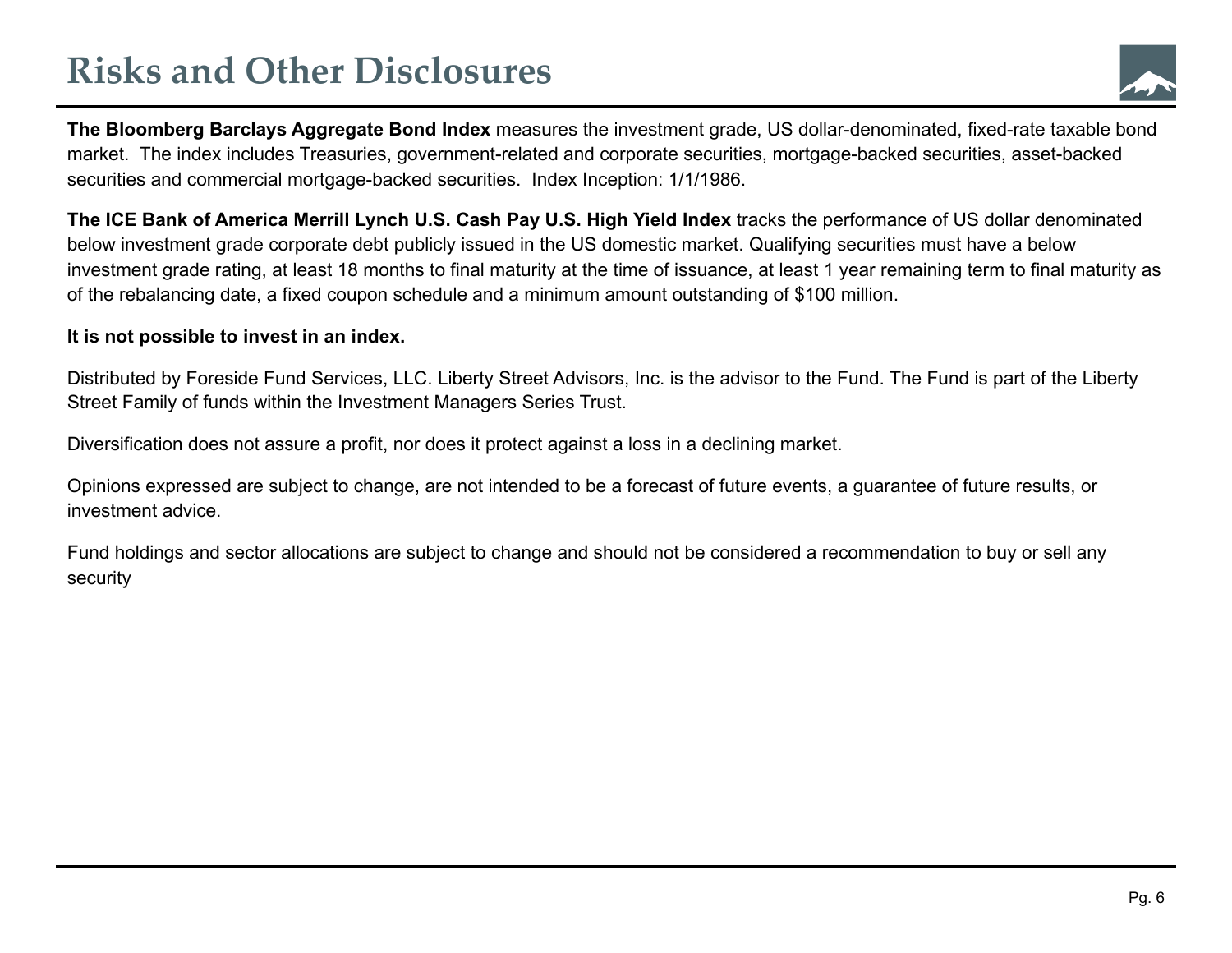# Risks and Other Disclosures

**The Bloomberg Barclays Aggregate Bond Index** measures the investment grade, US dollar-denominated, fixed-rate taxable bond market. The index includes Treasuries, government-related and corporate securities, mortgage-backed securities, asset-backed securities and commercial mortgage-backed securities. Index Inception: 1/1/1986.

**The ICE Bank of America Merrill Lynch U.S. Cash Pay U.S. High Yield Index** tracks the performance of US dollar denominated below investment grade corporate debt publicly issued in the US domestic market. Qualifying securities must have a below investment grade rating, at least 18 months to final maturity at the time of issuance, at least 1 year remaining term to final maturity as of the rebalancing date, a fixed coupon schedule and a minimum amount outstanding of $100 million.

**It is not possible to invest in an index.**

Distributed by Foreside Fund Services, LLC. Liberty Street Advisors, Inc. is the advisor to the Fund. The Fund is part of the Liberty Street Family of funds within the Investment Managers Series Trust.

Diversification does not assure a profit, nor does it protect against a loss in a declining market.

Opinions expressed are subject to change, are not intended to be a forecast of future events, a guarantee of future results, or investment advice.

Fund holdings and sector allocations are subject to change and should not be considered a recommendation to buy or sell any security